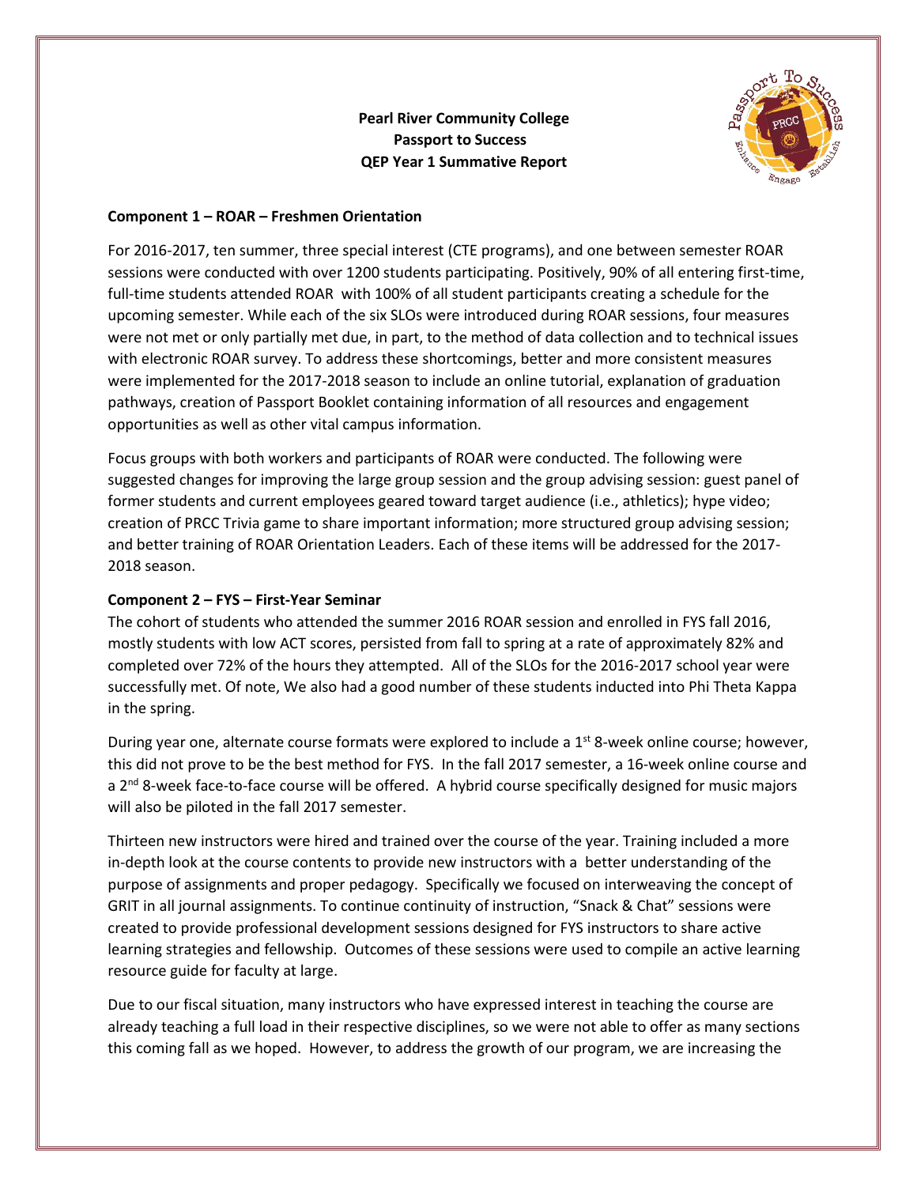**Pearl River Community College**
**Passport to Success**
**QEP Year 1 Summative Report**

**Component 1 – ROAR – Freshmen Orientation**

For 2016-2017, ten summer, three special interest (CTE programs), and one between semester ROAR sessions were conducted with over 1200 students participating. Positively, 90% of all entering first-time, full-time students attended ROAR with 100% of all student participants creating a schedule for the upcoming semester. While each of the six SLOs were introduced during ROAR sessions, four measures were not met or only partially met due, in part, to the method of data collection and to technical issues with electronic ROAR survey. To address these shortcomings, better and more consistent measures were implemented for the 2017-2018 season to include an online tutorial, explanation of graduation pathways, creation of Passport Booklet containing information of all resources and engagement opportunities as well as other vital campus information.

Focus groups with both workers and participants of ROAR were conducted. The following were suggested changes for improving the large group session and the group advising session: guest panel of former students and current employees geared toward target audience (i.e., athletics); hype video; creation of PRCC Trivia game to share important information; more structured group advising session; and better training of ROAR Orientation Leaders. Each of these items will be addressed for the 2017-2018 season.

**Component 2 – FYS – First-Year Seminar**

The cohort of students who attended the summer 2016 ROAR session and enrolled in FYS fall 2016, mostly students with low ACT scores, persisted from fall to spring at a rate of approximately 82% and completed over 72% of the hours they attempted. All of the SLOs for the 2016-2017 school year were successfully met. Of note, We also had a good number of these students inducted into Phi Theta Kappa in the spring.

During year one, alternate course formats were explored to include a 1st 8-week online course; however, this did not prove to be the best method for FYS. In the fall 2017 semester, a 16-week online course and a 2nd 8-week face-to-face course will be offered. A hybrid course specifically designed for music majors will also be piloted in the fall 2017 semester.

Thirteen new instructors were hired and trained over the course of the year. Training included a more in-depth look at the course contents to provide new instructors with a better understanding of the purpose of assignments and proper pedagogy. Specifically we focused on interweaving the concept of GRIT in all journal assignments. To continue continuity of instruction, "Snack & Chat" sessions were created to provide professional development sessions designed for FYS instructors to share active learning strategies and fellowship. Outcomes of these sessions were used to compile an active learning resource guide for faculty at large.

Due to our fiscal situation, many instructors who have expressed interest in teaching the course are already teaching a full load in their respective disciplines, so we were not able to offer as many sections this coming fall as we hoped. However, to address the growth of our program, we are increasing the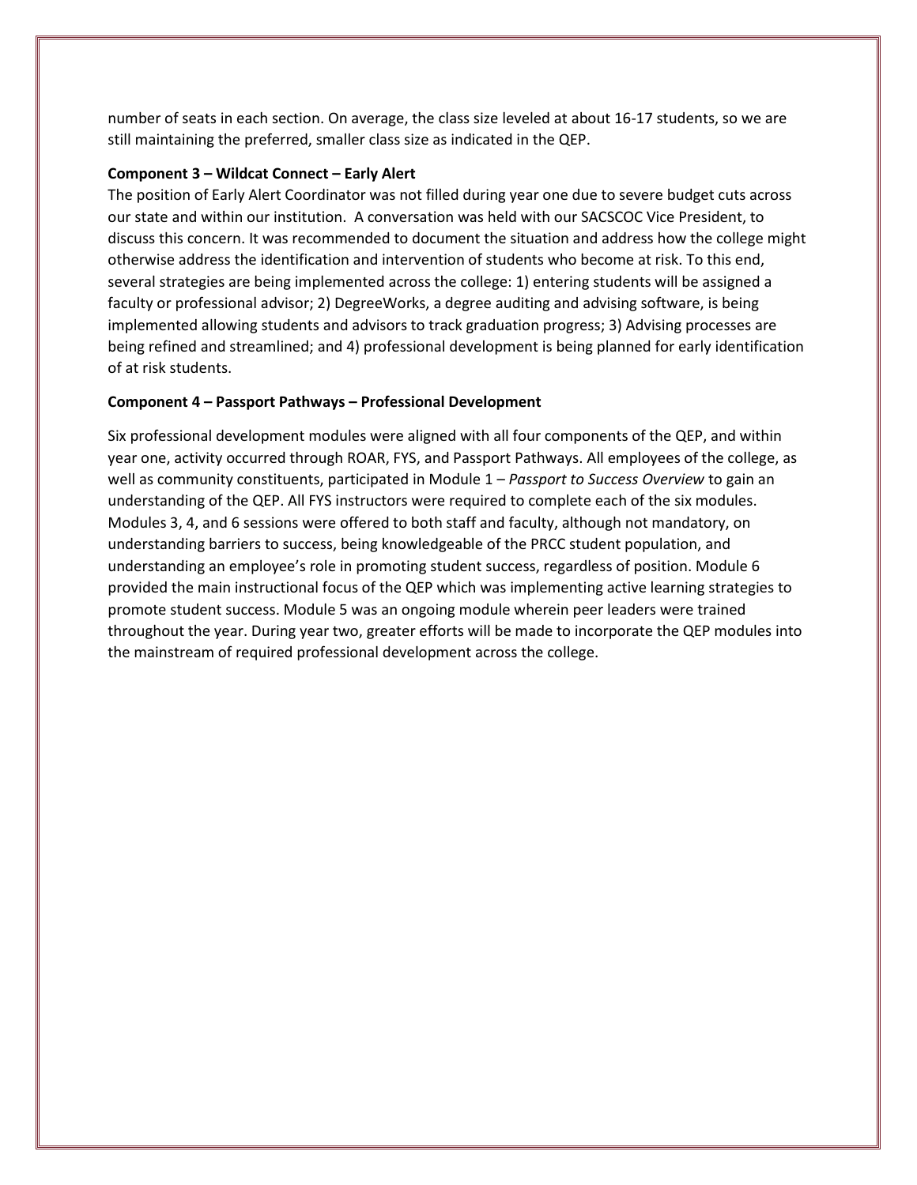number of seats in each section. On average, the class size leveled at about 16-17 students, so we are still maintaining the preferred, smaller class size as indicated in the QEP.

**Component 3 – Wildcat Connect – Early Alert**

The position of Early Alert Coordinator was not filled during year one due to severe budget cuts across our state and within our institution. A conversation was held with our SACSCOC Vice President, to discuss this concern. It was recommended to document the situation and address how the college might otherwise address the identification and intervention of students who become at risk. To this end, several strategies are being implemented across the college: 1) entering students will be assigned a faculty or professional advisor; 2) DegreeWorks, a degree auditing and advising software, is being implemented allowing students and advisors to track graduation progress; 3) Advising processes are being refined and streamlined; and 4) professional development is being planned for early identification of at risk students.

**Component 4 – Passport Pathways – Professional Development**

Six professional development modules were aligned with all four components of the QEP, and within year one, activity occurred through ROAR, FYS, and Passport Pathways. All employees of the college, as well as community constituents, participated in Module 1 – *Passport to Success Overview* to gain an understanding of the QEP. All FYS instructors were required to complete each of the six modules. Modules 3, 4, and 6 sessions were offered to both staff and faculty, although not mandatory, on understanding barriers to success, being knowledgeable of the PRCC student population, and understanding an employee's role in promoting student success, regardless of position. Module 6 provided the main instructional focus of the QEP which was implementing active learning strategies to promote student success. Module 5 was an ongoing module wherein peer leaders were trained throughout the year. During year two, greater efforts will be made to incorporate the QEP modules into the mainstream of required professional development across the college.